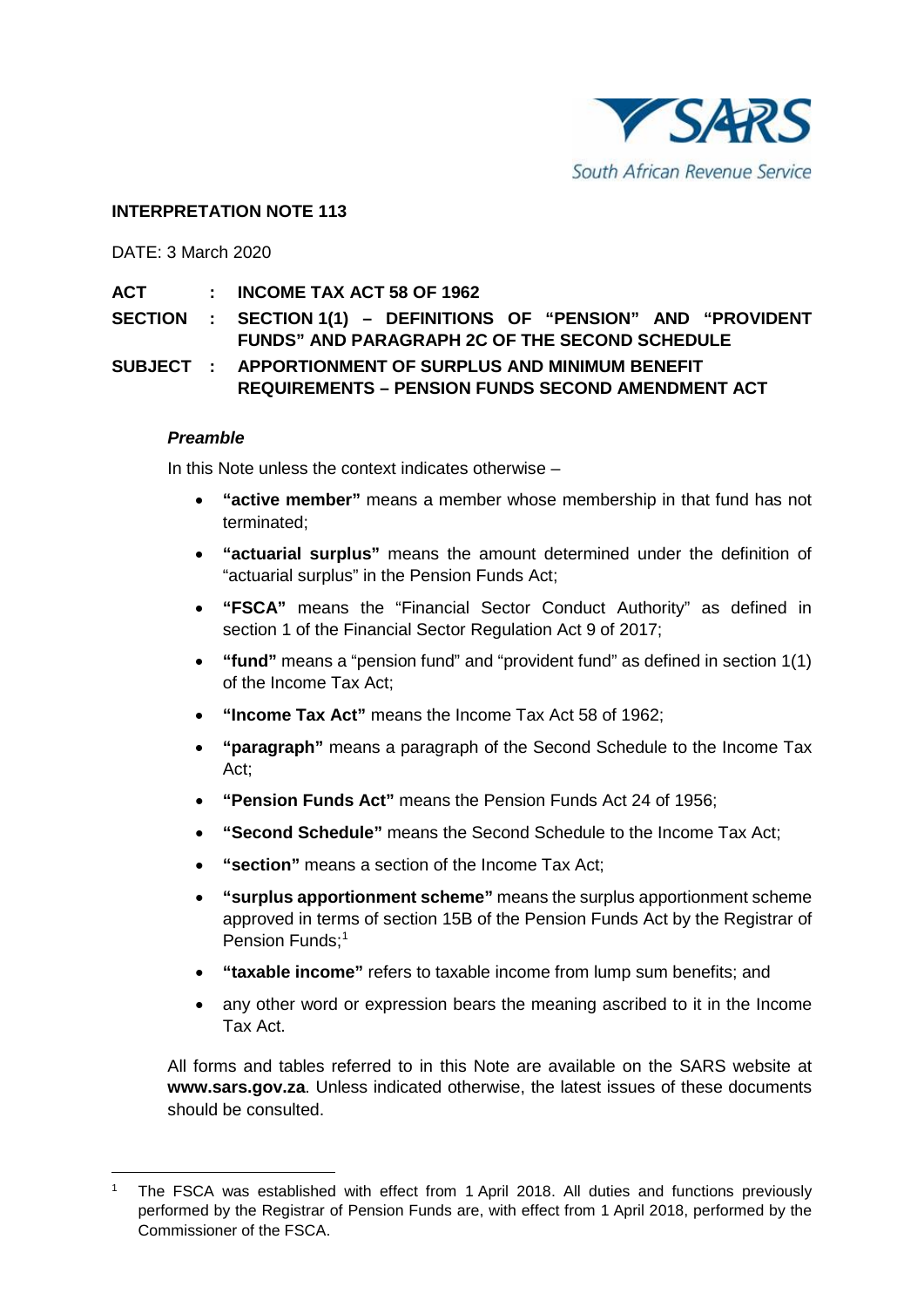SARS

South African Revenue Service

**INTERPRETATION NOTE 113**

DATE: 3 March 2020

**ACT : INCOME TAX ACT 58 OF 1962**

**SECTION : SECTION 1(1) – DEFINITIONS OF "PENSION" AND "PROVIDENT FUNDS" AND PARAGRAPH 2C OF THE SECOND SCHEDULE**

**SUBJECT : APPORTIONMENT OF SURPLUS AND MINIMUM BENEFIT REQUIREMENTS – PENSION FUNDS SECOND AMENDMENT ACT**

***Preamble***

In this Note unless the context indicates otherwise –

- **"active member"** means a member whose membership in that fund has not terminated;
- **"actuarial surplus"** means the amount determined under the definition of "actuarial surplus" in the Pension Funds Act;
- **"FSCA"** means the "Financial Sector Conduct Authority" as defined in section 1 of the Financial Sector Regulation Act 9 of 2017;
- **"fund"** means a "pension fund" and "provident fund" as defined in section 1(1) of the Income Tax Act;
- **"Income Tax Act"** means the Income Tax Act 58 of 1962;
- **"paragraph"** means a paragraph of the Second Schedule to the Income Tax Act;
- **"Pension Funds Act"** means the Pension Funds Act 24 of 1956;
- **"Second Schedule"** means the Second Schedule to the Income Tax Act;
- **"section"** means a section of the Income Tax Act;
- **"surplus apportionment scheme"** means the surplus apportionment scheme approved in terms of section 15B of the Pension Funds Act by the Registrar of Pension Funds;[1]
- **"taxable income"** refers to taxable income from lump sum benefits; and
- any other word or expression bears the meaning ascribed to it in the Income Tax Act.

All forms and tables referred to in this Note are available on the SARS website at **www.sars.gov.za**. Unless indicated otherwise, the latest issues of these documents should be consulted.

[1] The FSCA was established with effect from 1 April 2018. All duties and functions previously performed by the Registrar of Pension Funds are, with effect from 1 April 2018, performed by the Commissioner of the FSCA.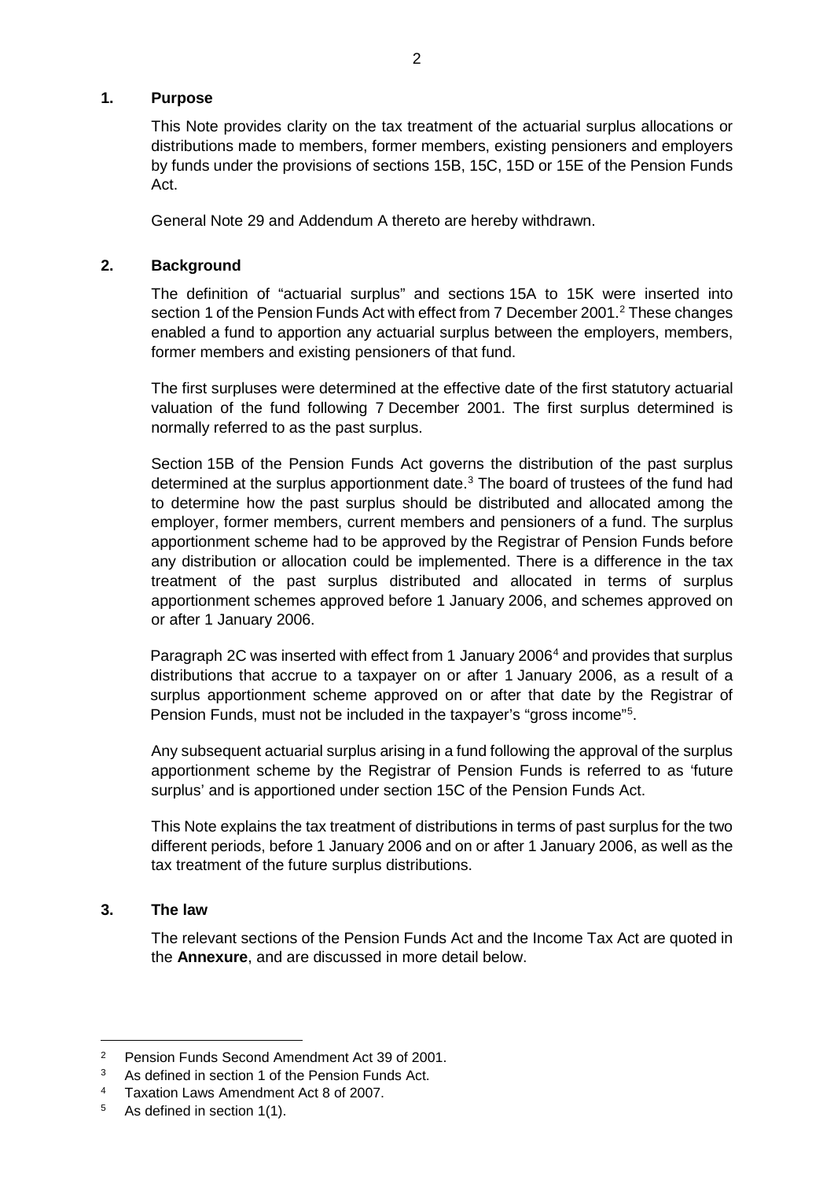## 1. Purpose

This Note provides clarity on the tax treatment of the actuarial surplus allocations or distributions made to members, former members, existing pensioners and employers by funds under the provisions of sections 15B, 15C, 15D or 15E of the Pension Funds Act.

General Note 29 and Addendum A thereto are hereby withdrawn.

## 2. Background

The definition of "actuarial surplus" and sections 15A to 15K were inserted into section 1 of the Pension Funds Act with effect from 7 December 2001.[2] These changes enabled a fund to apportion any actuarial surplus between the employers, members, former members and existing pensioners of that fund.

The first surpluses were determined at the effective date of the first statutory actuarial valuation of the fund following 7 December 2001. The first surplus determined is normally referred to as the past surplus.

Section 15B of the Pension Funds Act governs the distribution of the past surplus determined at the surplus apportionment date.[3] The board of trustees of the fund had to determine how the past surplus should be distributed and allocated among the employer, former members, current members and pensioners of a fund. The surplus apportionment scheme had to be approved by the Registrar of Pension Funds before any distribution or allocation could be implemented. There is a difference in the tax treatment of the past surplus distributed and allocated in terms of surplus apportionment schemes approved before 1 January 2006, and schemes approved on or after 1 January 2006.

Paragraph 2C was inserted with effect from 1 January 2006[4] and provides that surplus distributions that accrue to a taxpayer on or after 1 January 2006, as a result of a surplus apportionment scheme approved on or after that date by the Registrar of Pension Funds, must not be included in the taxpayer's "gross income"[5].

Any subsequent actuarial surplus arising in a fund following the approval of the surplus apportionment scheme by the Registrar of Pension Funds is referred to as 'future surplus' and is apportioned under section 15C of the Pension Funds Act.

This Note explains the tax treatment of distributions in terms of past surplus for the two different periods, before 1 January 2006 and on or after 1 January 2006, as well as the tax treatment of the future surplus distributions.

## 3. The law

The relevant sections of the Pension Funds Act and the Income Tax Act are quoted in the **Annexure**, and are discussed in more detail below.

---

[2] Pension Funds Second Amendment Act 39 of 2001.

[3] As defined in section 1 of the Pension Funds Act.

[4] Taxation Laws Amendment Act 8 of 2007.

[5] As defined in section 1(1).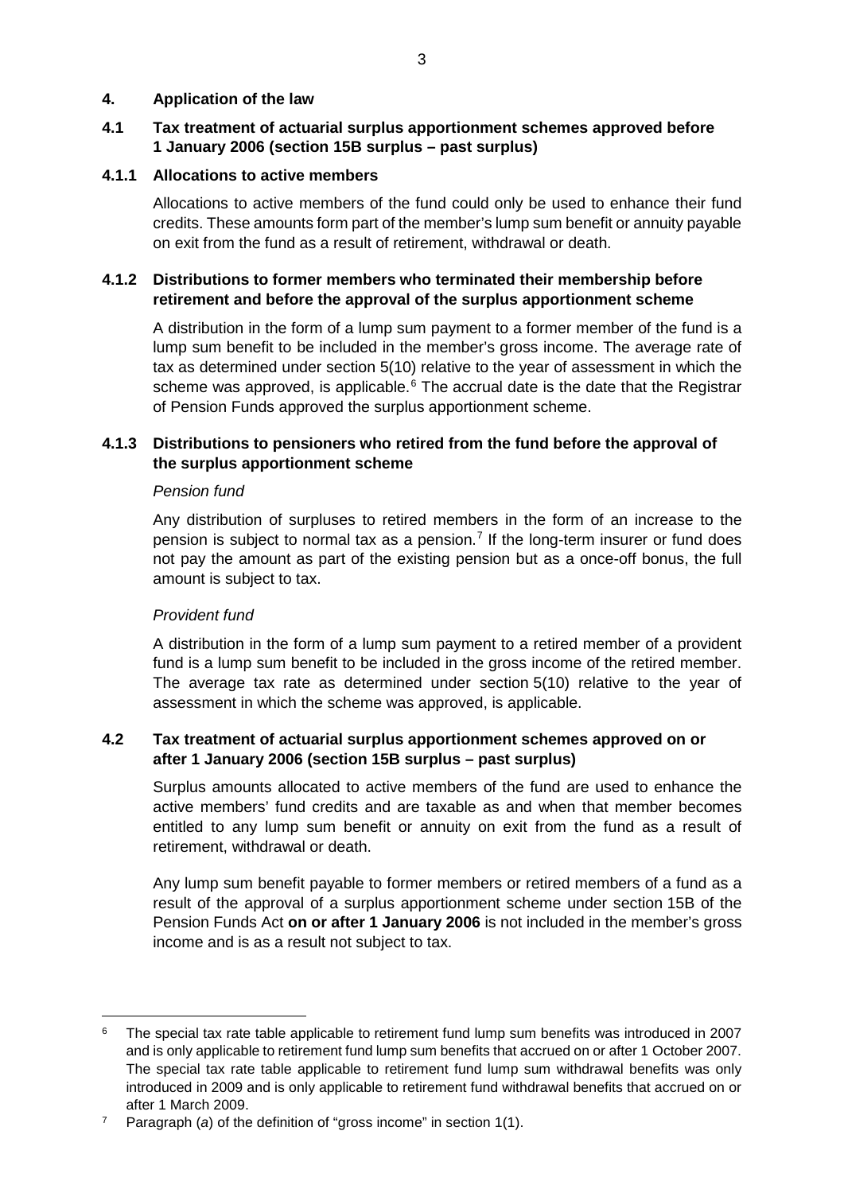## 4. Application of the law

### 4.1 Tax treatment of actuarial surplus apportionment schemes approved before 1 January 2006 (section 15B surplus – past surplus)

#### 4.1.1 Allocations to active members

Allocations to active members of the fund could only be used to enhance their fund credits. These amounts form part of the member's lump sum benefit or annuity payable on exit from the fund as a result of retirement, withdrawal or death.

#### 4.1.2 Distributions to former members who terminated their membership before retirement and before the approval of the surplus apportionment scheme

A distribution in the form of a lump sum payment to a former member of the fund is a lump sum benefit to be included in the member's gross income. The average rate of tax as determined under section 5(10) relative to the year of assessment in which the scheme was approved, is applicable.[6] The accrual date is the date that the Registrar of Pension Funds approved the surplus apportionment scheme.

#### 4.1.3 Distributions to pensioners who retired from the fund before the approval of the surplus apportionment scheme

*Pension fund*

Any distribution of surpluses to retired members in the form of an increase to the pension is subject to normal tax as a pension.[7] If the long-term insurer or fund does not pay the amount as part of the existing pension but as a once-off bonus, the full amount is subject to tax.

*Provident fund*

A distribution in the form of a lump sum payment to a retired member of a provident fund is a lump sum benefit to be included in the gross income of the retired member. The average tax rate as determined under section 5(10) relative to the year of assessment in which the scheme was approved, is applicable.

### 4.2 Tax treatment of actuarial surplus apportionment schemes approved on or after 1 January 2006 (section 15B surplus – past surplus)

Surplus amounts allocated to active members of the fund are used to enhance the active members' fund credits and are taxable as and when that member becomes entitled to any lump sum benefit or annuity on exit from the fund as a result of retirement, withdrawal or death.

Any lump sum benefit payable to former members or retired members of a fund as a result of the approval of a surplus apportionment scheme under section 15B of the Pension Funds Act **on or after 1 January 2006** is not included in the member's gross income and is as a result not subject to tax.

---

[6] The special tax rate table applicable to retirement fund lump sum benefits was introduced in 2007 and is only applicable to retirement fund lump sum benefits that accrued on or after 1 October 2007. The special tax rate table applicable to retirement fund lump sum withdrawal benefits was only introduced in 2009 and is only applicable to retirement fund withdrawal benefits that accrued on or after 1 March 2009.

[7] Paragraph (*a*) of the definition of "gross income" in section 1(1).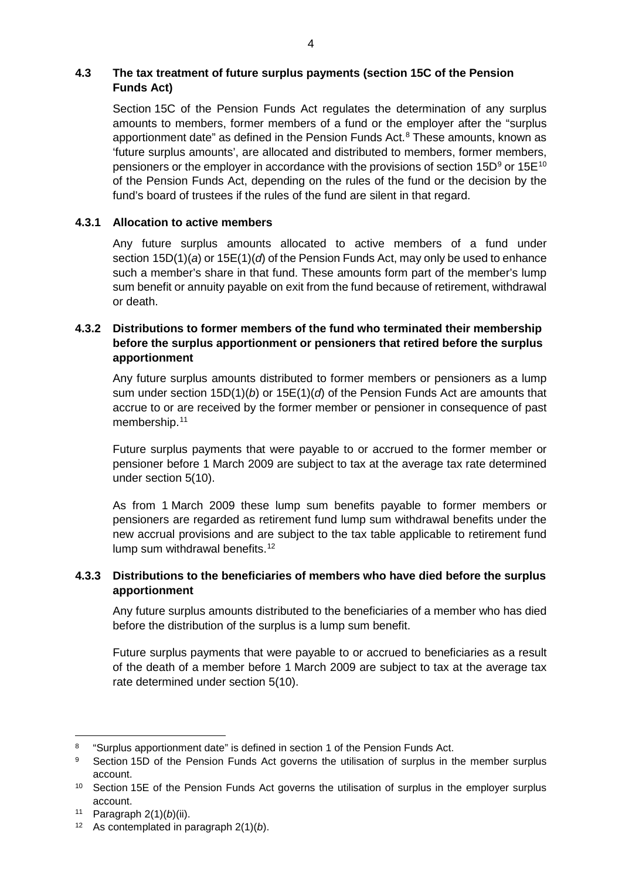### 4.3 The tax treatment of future surplus payments (section 15C of the Pension Funds Act)

Section 15C of the Pension Funds Act regulates the determination of any surplus amounts to members, former members of a fund or the employer after the "surplus apportionment date" as defined in the Pension Funds Act.[8] These amounts, known as 'future surplus amounts', are allocated and distributed to members, former members, pensioners or the employer in accordance with the provisions of section 15D[9] or 15E[10] of the Pension Funds Act, depending on the rules of the fund or the decision by the fund's board of trustees if the rules of the fund are silent in that regard.

#### 4.3.1 Allocation to active members

Any future surplus amounts allocated to active members of a fund under section 15D(1)(*a*) or 15E(1)(*d*) of the Pension Funds Act, may only be used to enhance such a member's share in that fund. These amounts form part of the member's lump sum benefit or annuity payable on exit from the fund because of retirement, withdrawal or death.

#### 4.3.2 Distributions to former members of the fund who terminated their membership before the surplus apportionment or pensioners that retired before the surplus apportionment

Any future surplus amounts distributed to former members or pensioners as a lump sum under section 15D(1)(*b*) or 15E(1)(*d*) of the Pension Funds Act are amounts that accrue to or are received by the former member or pensioner in consequence of past membership.[11]

Future surplus payments that were payable to or accrued to the former member or pensioner before 1 March 2009 are subject to tax at the average tax rate determined under section 5(10).

As from 1 March 2009 these lump sum benefits payable to former members or pensioners are regarded as retirement fund lump sum withdrawal benefits under the new accrual provisions and are subject to the tax table applicable to retirement fund lump sum withdrawal benefits.[12]

#### 4.3.3 Distributions to the beneficiaries of members who have died before the surplus apportionment

Any future surplus amounts distributed to the beneficiaries of a member who has died before the distribution of the surplus is a lump sum benefit.

Future surplus payments that were payable to or accrued to beneficiaries as a result of the death of a member before 1 March 2009 are subject to tax at the average tax rate determined under section 5(10).

---

[8] "Surplus apportionment date" is defined in section 1 of the Pension Funds Act.

[9] Section 15D of the Pension Funds Act governs the utilisation of surplus in the member surplus account.

[10] Section 15E of the Pension Funds Act governs the utilisation of surplus in the employer surplus account.

[11] Paragraph 2(1)(*b*)(ii).

[12] As contemplated in paragraph 2(1)(*b*).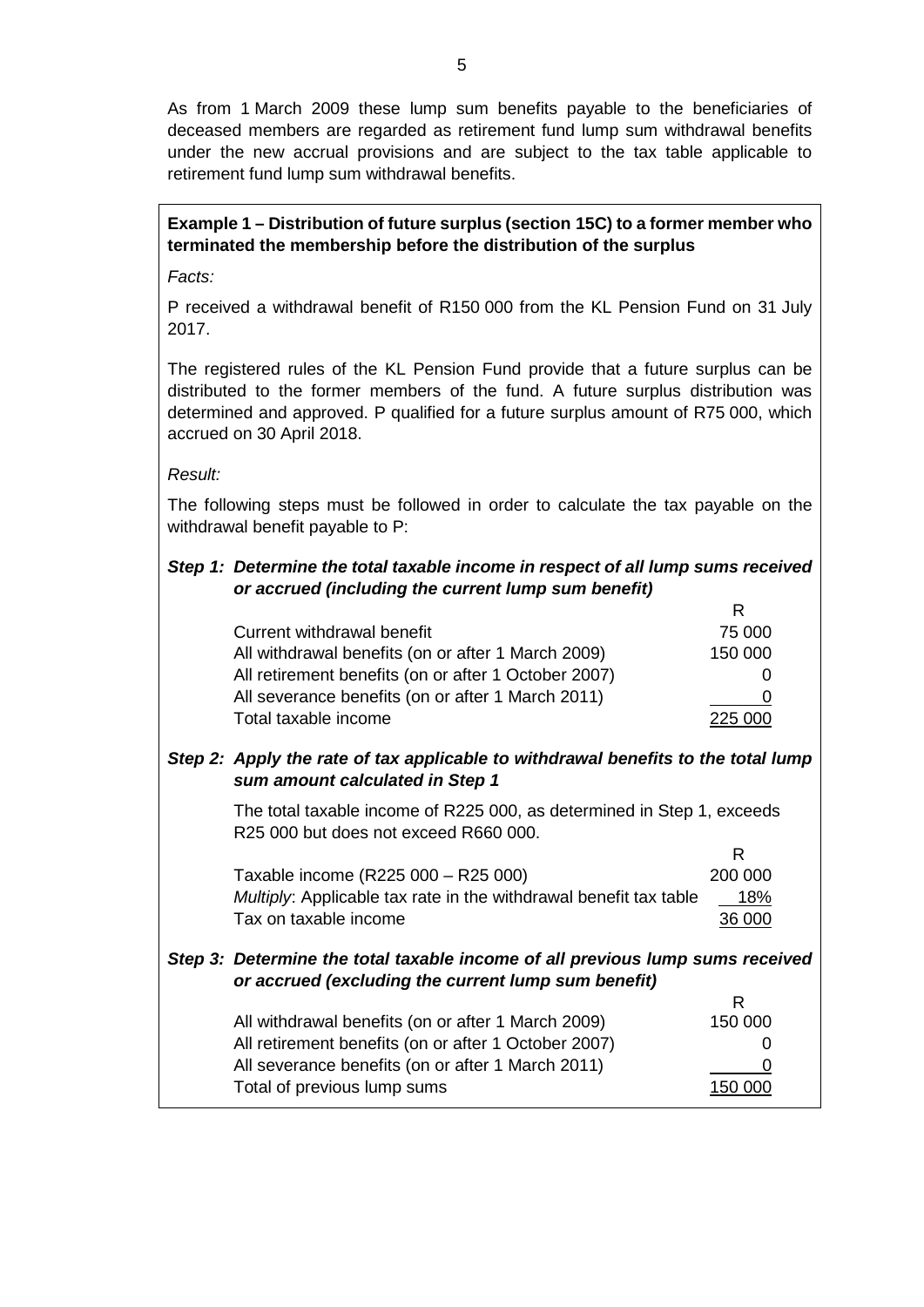As from 1 March 2009 these lump sum benefits payable to the beneficiaries of deceased members are regarded as retirement fund lump sum withdrawal benefits under the new accrual provisions and are subject to the tax table applicable to retirement fund lump sum withdrawal benefits.

**Example 1 – Distribution of future surplus (section 15C) to a former member who terminated the membership before the distribution of the surplus**

*Facts:*

P received a withdrawal benefit of R150 000 from the KL Pension Fund on 31 July 2017.

The registered rules of the KL Pension Fund provide that a future surplus can be distributed to the former members of the fund. A future surplus distribution was determined and approved. P qualified for a future surplus amount of R75 000, which accrued on 30 April 2018.

*Result:*

The following steps must be followed in order to calculate the tax payable on the withdrawal benefit payable to P:

***Step 1: Determine the total taxable income in respect of all lump sums received or accrued (including the current lump sum benefit)***

| | R |
|---|---|
| Current withdrawal benefit | 75 000 |
| All withdrawal benefits (on or after 1 March 2009) | 150 000 |
| All retirement benefits (on or after 1 October 2007) | 0 |
| All severance benefits (on or after 1 March 2011) | 0 |
| Total taxable income | 225 000 |

***Step 2: Apply the rate of tax applicable to withdrawal benefits to the total lump sum amount calculated in Step 1***

The total taxable income of R225 000, as determined in Step 1, exceeds R25 000 but does not exceed R660 000.

| | R |
|---|---|
| Taxable income (R225 000 – R25 000) | 200 000 |
| *Multiply*: Applicable tax rate in the withdrawal benefit tax table | 18% |
| Tax on taxable income | 36 000 |

***Step 3: Determine the total taxable income of all previous lump sums received or accrued (excluding the current lump sum benefit)***

| | R |
|---|---|
| All withdrawal benefits (on or after 1 March 2009) | 150 000 |
| All retirement benefits (on or after 1 October 2007) | 0 |
| All severance benefits (on or after 1 March 2011) | 0 |
| Total of previous lump sums | 150 000 |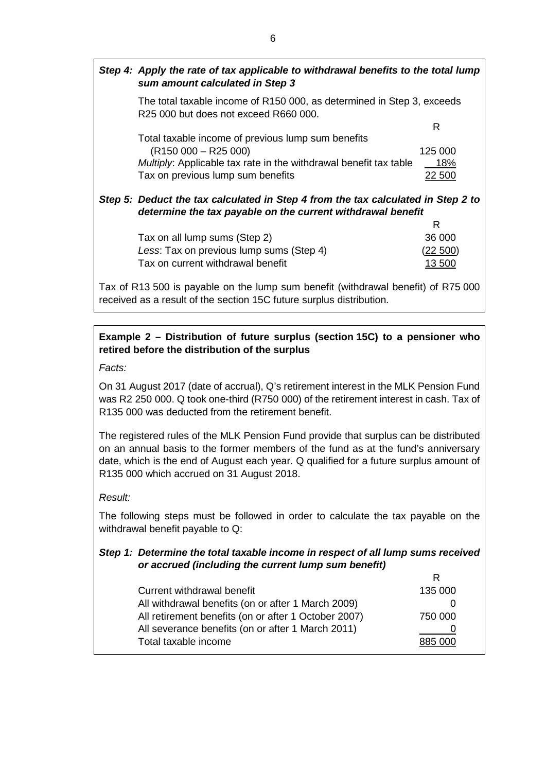***Step 4: Apply the rate of tax applicable to withdrawal benefits to the total lump sum amount calculated in Step 3***

The total taxable income of R150 000, as determined in Step 3, exceeds R25 000 but does not exceed R660 000.

| | R |
|---|---|
| Total taxable income of previous lump sum benefits (R150 000 – R25 000) | 125 000 |
| *Multiply*: Applicable tax rate in the withdrawal benefit tax table | 18% |
| Tax on previous lump sum benefits | 22 500 |

***Step 5: Deduct the tax calculated in Step 4 from the tax calculated in Step 2 to determine the tax payable on the current withdrawal benefit***

| | R |
|---|---|
| Tax on all lump sums (Step 2) | 36 000 |
| *Less*: Tax on previous lump sums (Step 4) | (22 500) |
| Tax on current withdrawal benefit | 13 500 |

Tax of R13 500 is payable on the lump sum benefit (withdrawal benefit) of R75 000 received as a result of the section 15C future surplus distribution.

**Example 2 – Distribution of future surplus (section 15C) to a pensioner who retired before the distribution of the surplus**

*Facts:*

On 31 August 2017 (date of accrual), Q's retirement interest in the MLK Pension Fund was R2 250 000. Q took one-third (R750 000) of the retirement interest in cash. Tax of R135 000 was deducted from the retirement benefit.

The registered rules of the MLK Pension Fund provide that surplus can be distributed on an annual basis to the former members of the fund as at the fund's anniversary date, which is the end of August each year. Q qualified for a future surplus amount of R135 000 which accrued on 31 August 2018.

*Result:*

The following steps must be followed in order to calculate the tax payable on the withdrawal benefit payable to Q:

***Step 1: Determine the total taxable income in respect of all lump sums received or accrued (including the current lump sum benefit)***

| | R |
|---|---|
| Current withdrawal benefit | 135 000 |
| All withdrawal benefits (on or after 1 March 2009) | 0 |
| All retirement benefits (on or after 1 October 2007) | 750 000 |
| All severance benefits (on or after 1 March 2011) | 0 |
| Total taxable income | 885 000 |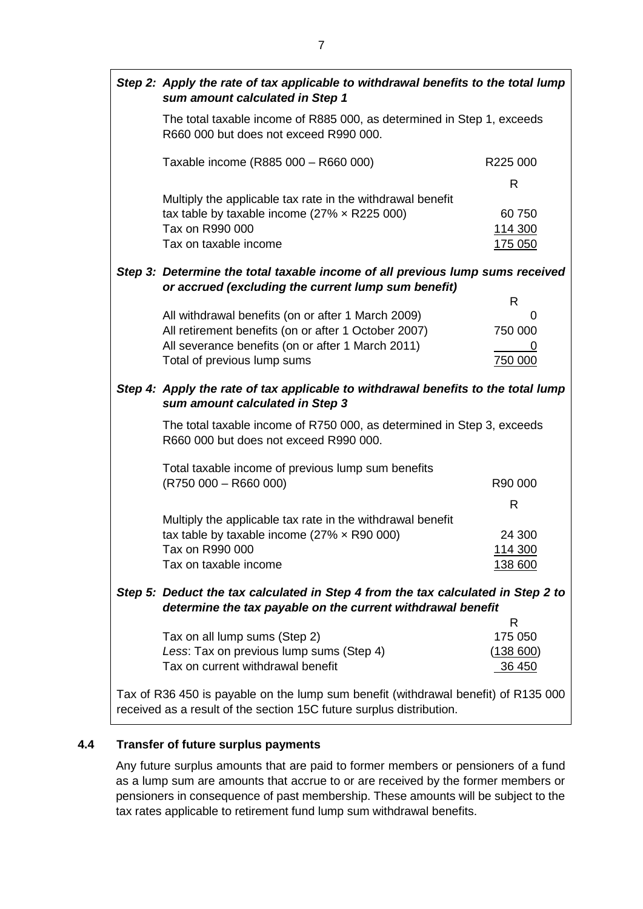***Step 2: Apply the rate of tax applicable to withdrawal benefits to the total lump sum amount calculated in Step 1***

The total taxable income of R885 000, as determined in Step 1, exceeds R660 000 but does not exceed R990 000.

| | |
|---|---|
| Taxable income (R885 000 – R660 000) | R225 000 |
| | R |
| Multiply the applicable tax rate in the withdrawal benefit tax table by taxable income (27% × R225 000) | 60 750 |
| Tax on R990 000 | 114 300 |
| Tax on taxable income | 175 050 |

***Step 3: Determine the total taxable income of all previous lump sums received or accrued (excluding the current lump sum benefit)***

| | R |
|---|---|
| All withdrawal benefits (on or after 1 March 2009) | 0 |
| All retirement benefits (on or after 1 October 2007) | 750 000 |
| All severance benefits (on or after 1 March 2011) | 0 |
| Total of previous lump sums | 750 000 |

***Step 4: Apply the rate of tax applicable to withdrawal benefits to the total lump sum amount calculated in Step 3***

The total taxable income of R750 000, as determined in Step 3, exceeds R660 000 but does not exceed R990 000.

| | |
|---|---|
| Total taxable income of previous lump sum benefits (R750 000 – R660 000) | R90 000 |
| | R |
| Multiply the applicable tax rate in the withdrawal benefit tax table by taxable income (27% × R90 000) | 24 300 |
| Tax on R990 000 | 114 300 |
| Tax on taxable income | 138 600 |

***Step 5: Deduct the tax calculated in Step 4 from the tax calculated in Step 2 to determine the tax payable on the current withdrawal benefit***

| | R |
|---|---|
| Tax on all lump sums (Step 2) | 175 050 |
| *Less*: Tax on previous lump sums (Step 4) | (138 600) |
| Tax on current withdrawal benefit | 36 450 |

Tax of R36 450 is payable on the lump sum benefit (withdrawal benefit) of R135 000 received as a result of the section 15C future surplus distribution.

## 4.4 Transfer of future surplus payments

Any future surplus amounts that are paid to former members or pensioners of a fund as a lump sum are amounts that accrue to or are received by the former members or pensioners in consequence of past membership. These amounts will be subject to the tax rates applicable to retirement fund lump sum withdrawal benefits.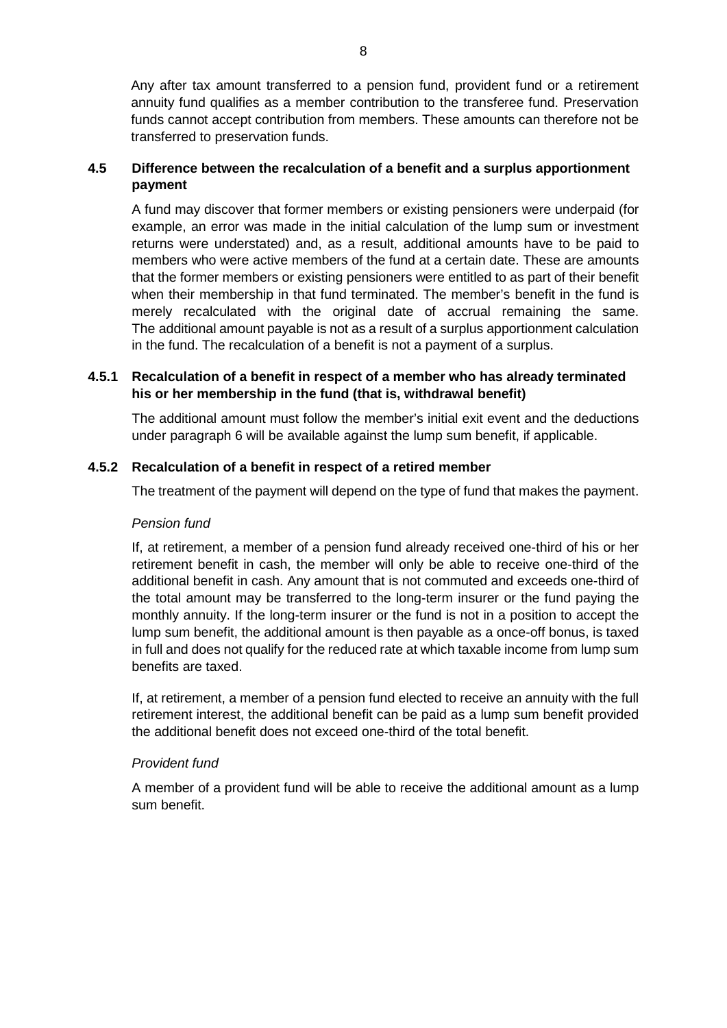Any after tax amount transferred to a pension fund, provident fund or a retirement annuity fund qualifies as a member contribution to the transferee fund. Preservation funds cannot accept contribution from members. These amounts can therefore not be transferred to preservation funds.

### 4.5 Difference between the recalculation of a benefit and a surplus apportionment payment

A fund may discover that former members or existing pensioners were underpaid (for example, an error was made in the initial calculation of the lump sum or investment returns were understated) and, as a result, additional amounts have to be paid to members who were active members of the fund at a certain date. These are amounts that the former members or existing pensioners were entitled to as part of their benefit when their membership in that fund terminated. The member's benefit in the fund is merely recalculated with the original date of accrual remaining the same. The additional amount payable is not as a result of a surplus apportionment calculation in the fund. The recalculation of a benefit is not a payment of a surplus.

#### 4.5.1 Recalculation of a benefit in respect of a member who has already terminated his or her membership in the fund (that is, withdrawal benefit)

The additional amount must follow the member's initial exit event and the deductions under paragraph 6 will be available against the lump sum benefit, if applicable.

#### 4.5.2 Recalculation of a benefit in respect of a retired member

The treatment of the payment will depend on the type of fund that makes the payment.

*Pension fund*

If, at retirement, a member of a pension fund already received one-third of his or her retirement benefit in cash, the member will only be able to receive one-third of the additional benefit in cash. Any amount that is not commuted and exceeds one-third of the total amount may be transferred to the long-term insurer or the fund paying the monthly annuity. If the long-term insurer or the fund is not in a position to accept the lump sum benefit, the additional amount is then payable as a once-off bonus, is taxed in full and does not qualify for the reduced rate at which taxable income from lump sum benefits are taxed.

If, at retirement, a member of a pension fund elected to receive an annuity with the full retirement interest, the additional benefit can be paid as a lump sum benefit provided the additional benefit does not exceed one-third of the total benefit.

*Provident fund*

A member of a provident fund will be able to receive the additional amount as a lump sum benefit.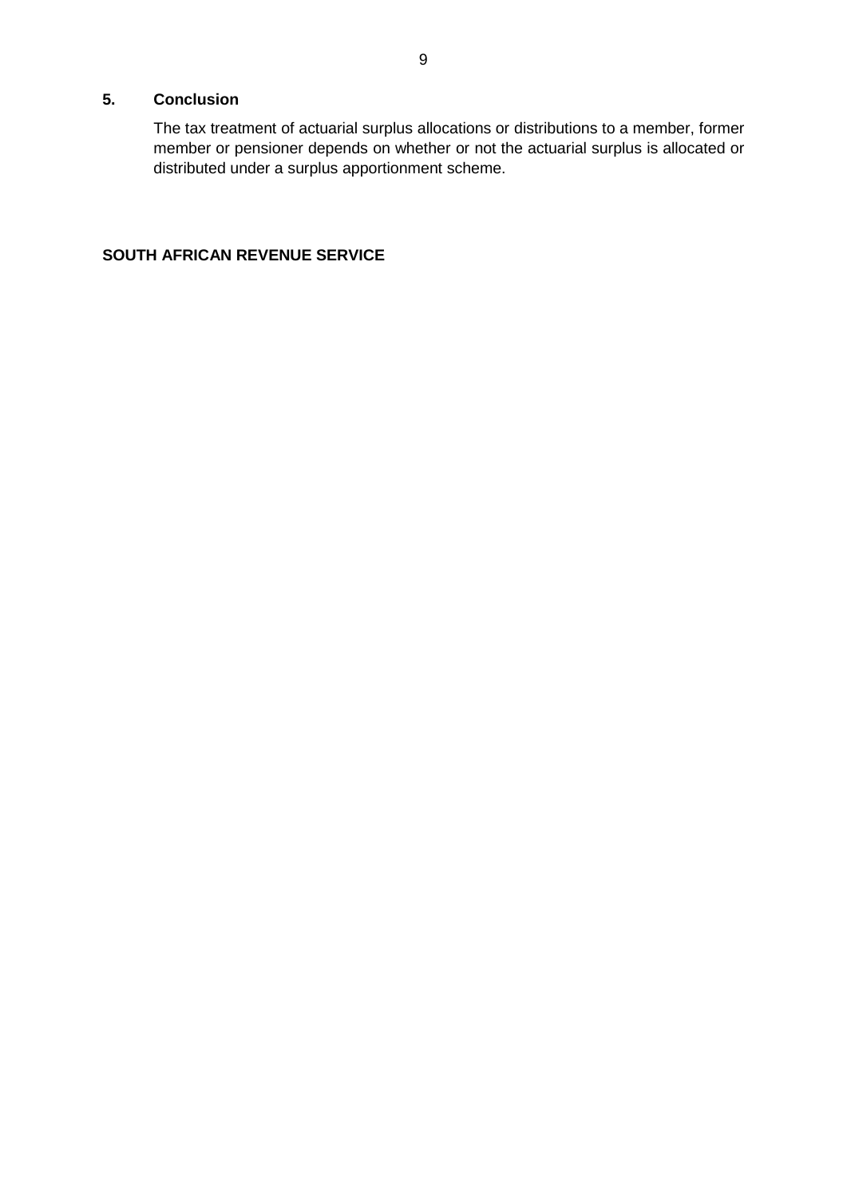## 5. Conclusion

The tax treatment of actuarial surplus allocations or distributions to a member, former member or pensioner depends on whether or not the actuarial surplus is allocated or distributed under a surplus apportionment scheme.

**SOUTH AFRICAN REVENUE SERVICE**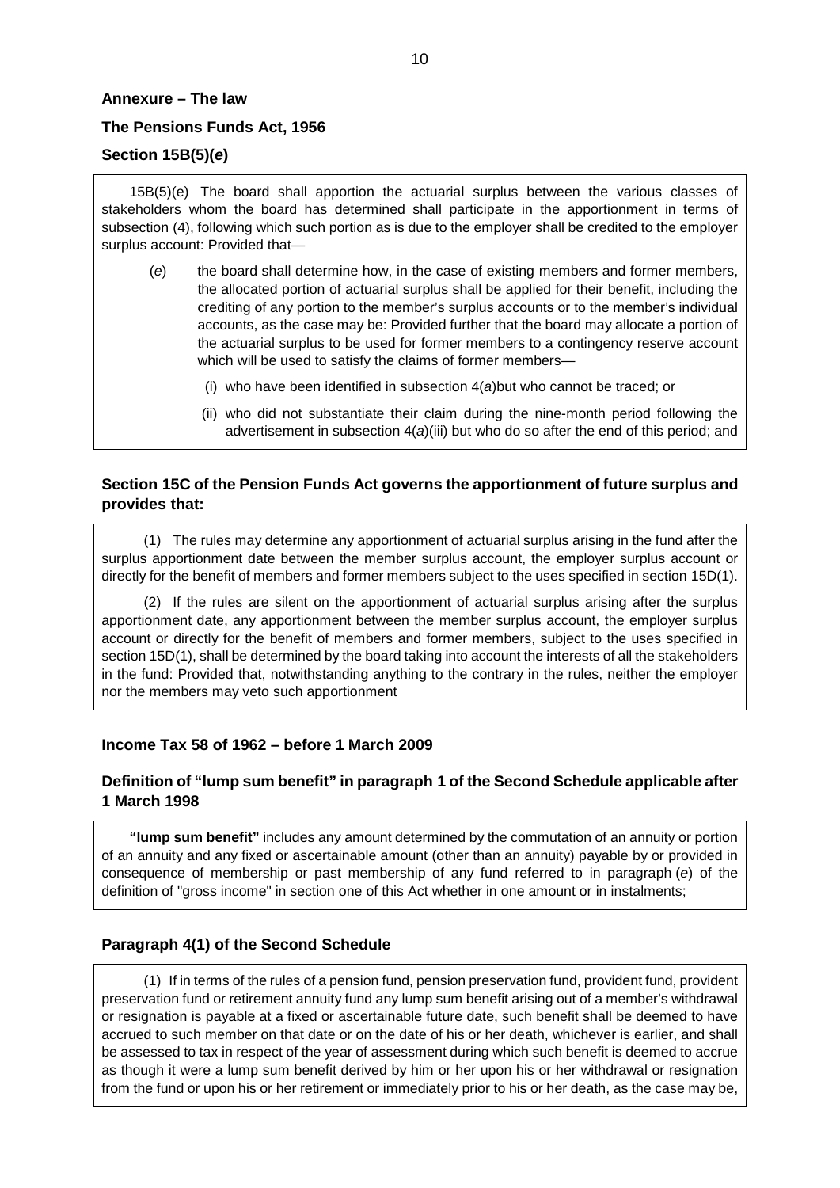**Annexure – The law**

**The Pensions Funds Act, 1956**

**Section 15B(5)(*e*)**

15B(5)(e) The board shall apportion the actuarial surplus between the various classes of stakeholders whom the board has determined shall participate in the apportionment in terms of subsection (4), following which such portion as is due to the employer shall be credited to the employer surplus account: Provided that—

(*e*) the board shall determine how, in the case of existing members and former members, the allocated portion of actuarial surplus shall be applied for their benefit, including the crediting of any portion to the member's surplus accounts or to the member's individual accounts, as the case may be: Provided further that the board may allocate a portion of the actuarial surplus to be used for former members to a contingency reserve account which will be used to satisfy the claims of former members—

(i) who have been identified in subsection 4(*a*)but who cannot be traced; or

(ii) who did not substantiate their claim during the nine-month period following the advertisement in subsection 4(*a*)(iii) but who do so after the end of this period; and

**Section 15C of the Pension Funds Act governs the apportionment of future surplus and provides that:**

(1) The rules may determine any apportionment of actuarial surplus arising in the fund after the surplus apportionment date between the member surplus account, the employer surplus account or directly for the benefit of members and former members subject to the uses specified in section 15D(1).

(2) If the rules are silent on the apportionment of actuarial surplus arising after the surplus apportionment date, any apportionment between the member surplus account, the employer surplus account or directly for the benefit of members and former members, subject to the uses specified in section 15D(1), shall be determined by the board taking into account the interests of all the stakeholders in the fund: Provided that, notwithstanding anything to the contrary in the rules, neither the employer nor the members may veto such apportionment

**Income Tax 58 of 1962 – before 1 March 2009**

**Definition of "lump sum benefit" in paragraph 1 of the Second Schedule applicable after 1 March 1998**

**"lump sum benefit"** includes any amount determined by the commutation of an annuity or portion of an annuity and any fixed or ascertainable amount (other than an annuity) payable by or provided in consequence of membership or past membership of any fund referred to in paragraph (*e*) of the definition of "gross income" in section one of this Act whether in one amount or in instalments;

**Paragraph 4(1) of the Second Schedule**

(1) If in terms of the rules of a pension fund, pension preservation fund, provident fund, provident preservation fund or retirement annuity fund any lump sum benefit arising out of a member's withdrawal or resignation is payable at a fixed or ascertainable future date, such benefit shall be deemed to have accrued to such member on that date or on the date of his or her death, whichever is earlier, and shall be assessed to tax in respect of the year of assessment during which such benefit is deemed to accrue as though it were a lump sum benefit derived by him or her upon his or her withdrawal or resignation from the fund or upon his or her retirement or immediately prior to his or her death, as the case may be,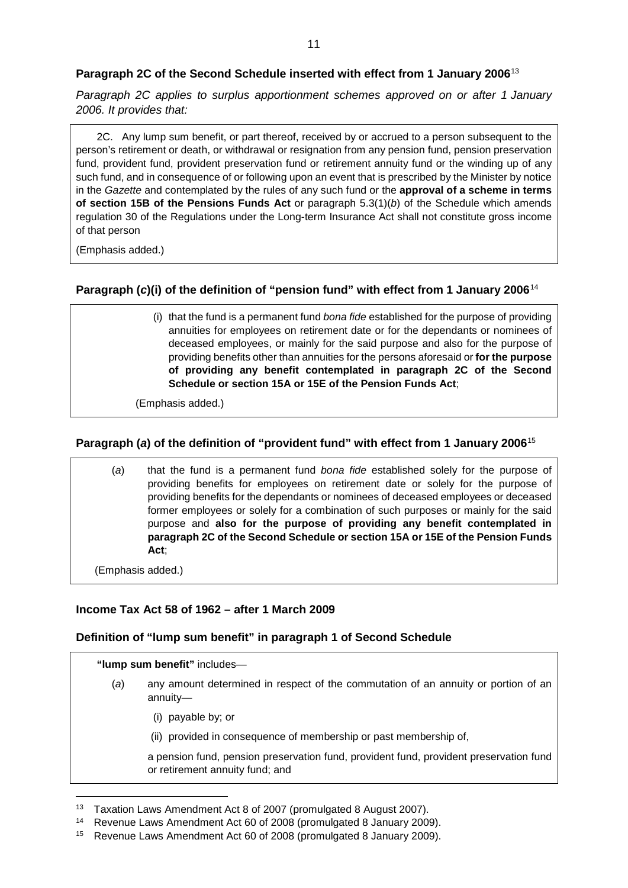**Paragraph 2C of the Second Schedule inserted with effect from 1 January 2006**[13]

*Paragraph 2C applies to surplus apportionment schemes approved on or after 1 January 2006. It provides that:*

> 2C. Any lump sum benefit, or part thereof, received by or accrued to a person subsequent to the person's retirement or death, or withdrawal or resignation from any pension fund, pension preservation fund, provident fund, provident preservation fund or retirement annuity fund or the winding up of any such fund, and in consequence of or following upon an event that is prescribed by the Minister by notice in the *Gazette* and contemplated by the rules of any such fund or the **approval of a scheme in terms of section 15B of the Pensions Funds Act** or paragraph 5.3(1)(*b*) of the Schedule which amends regulation 30 of the Regulations under the Long-term Insurance Act shall not constitute gross income of that person
>
> (Emphasis added.)

**Paragraph (*c*)(i) of the definition of "pension fund" with effect from 1 January 2006**[14]

> (i) that the fund is a permanent fund *bona fide* established for the purpose of providing annuities for employees on retirement date or for the dependants or nominees of deceased employees, or mainly for the said purpose and also for the purpose of providing benefits other than annuities for the persons aforesaid or **for the purpose of providing any benefit contemplated in paragraph 2C of the Second Schedule or section 15A or 15E of the Pension Funds Act**;
>
> (Emphasis added.)

**Paragraph (*a*) of the definition of "provident fund" with effect from 1 January 2006**[15]

> (*a*) that the fund is a permanent fund *bona fide* established solely for the purpose of providing benefits for employees on retirement date or solely for the purpose of providing benefits for the dependants or nominees of deceased employees or deceased former employees or solely for a combination of such purposes or mainly for the said purpose and **also for the purpose of providing any benefit contemplated in paragraph 2C of the Second Schedule or section 15A or 15E of the Pension Funds Act**;
>
> (Emphasis added.)

**Income Tax Act 58 of 1962 – after 1 March 2009**

**Definition of "lump sum benefit" in paragraph 1 of Second Schedule**

> **"lump sum benefit"** includes—
>
> (*a*) any amount determined in respect of the commutation of an annuity or portion of an annuity—
>
> (i) payable by; or
>
> (ii) provided in consequence of membership or past membership of,
>
> a pension fund, pension preservation fund, provident fund, provident preservation fund or retirement annuity fund; and

---

[13] Taxation Laws Amendment Act 8 of 2007 (promulgated 8 August 2007).

[14] Revenue Laws Amendment Act 60 of 2008 (promulgated 8 January 2009).

[15] Revenue Laws Amendment Act 60 of 2008 (promulgated 8 January 2009).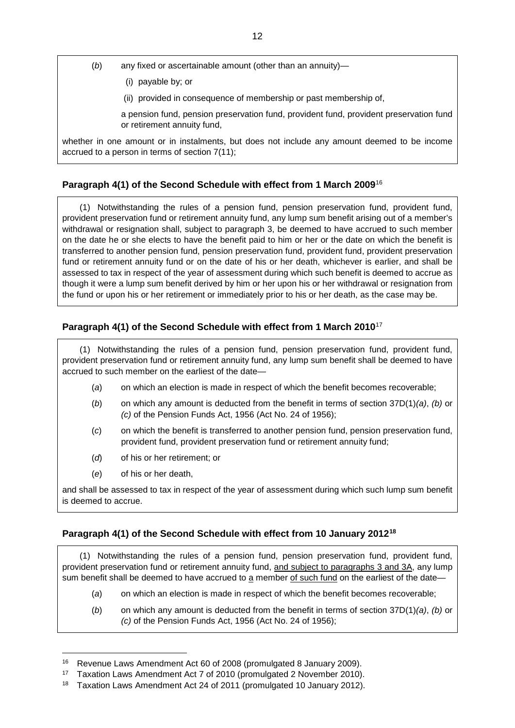(*b*) any fixed or ascertainable amount (other than an annuity)—

(i) payable by; or

(ii) provided in consequence of membership or past membership of,

a pension fund, pension preservation fund, provident fund, provident preservation fund or retirement annuity fund,

whether in one amount or in instalments, but does not include any amount deemed to be income accrued to a person in terms of section 7(11);

### Paragraph 4(1) of the Second Schedule with effect from 1 March 2009[16]

(1) Notwithstanding the rules of a pension fund, pension preservation fund, provident fund, provident preservation fund or retirement annuity fund, any lump sum benefit arising out of a member's withdrawal or resignation shall, subject to paragraph 3, be deemed to have accrued to such member on the date he or she elects to have the benefit paid to him or her or the date on which the benefit is transferred to another pension fund, pension preservation fund, provident fund, provident preservation fund or retirement annuity fund or on the date of his or her death, whichever is earlier, and shall be assessed to tax in respect of the year of assessment during which such benefit is deemed to accrue as though it were a lump sum benefit derived by him or her upon his or her withdrawal or resignation from the fund or upon his or her retirement or immediately prior to his or her death, as the case may be.

### Paragraph 4(1) of the Second Schedule with effect from 1 March 2010[17]

(1) Notwithstanding the rules of a pension fund, pension preservation fund, provident fund, provident preservation fund or retirement annuity fund, any lump sum benefit shall be deemed to have accrued to such member on the earliest of the date—

(*a*) on which an election is made in respect of which the benefit becomes recoverable;

(*b*) on which any amount is deducted from the benefit in terms of section 37D(1)*(a)*, *(b)* or *(c)* of the Pension Funds Act, 1956 (Act No. 24 of 1956);

(*c*) on which the benefit is transferred to another pension fund, pension preservation fund, provident fund, provident preservation fund or retirement annuity fund;

(*d*) of his or her retirement; or

(*e*) of his or her death,

and shall be assessed to tax in respect of the year of assessment during which such lump sum benefit is deemed to accrue.

### Paragraph 4(1) of the Second Schedule with effect from 10 January 2012[18]

(1) Notwithstanding the rules of a pension fund, pension preservation fund, provident fund, provident preservation fund or retirement annuity fund, <u>and subject to paragraphs 3 and 3A</u>, any lump sum benefit shall be deemed to have accrued to <u>a</u> member <u>of such fund</u> on the earliest of the date—

(*a*) on which an election is made in respect of which the benefit becomes recoverable;

(*b*) on which any amount is deducted from the benefit in terms of section 37D(1)*(a)*, *(b)* or *(c)* of the Pension Funds Act, 1956 (Act No. 24 of 1956);

---

[16] Revenue Laws Amendment Act 60 of 2008 (promulgated 8 January 2009).

[17] Taxation Laws Amendment Act 7 of 2010 (promulgated 2 November 2010).

[18] Taxation Laws Amendment Act 24 of 2011 (promulgated 10 January 2012).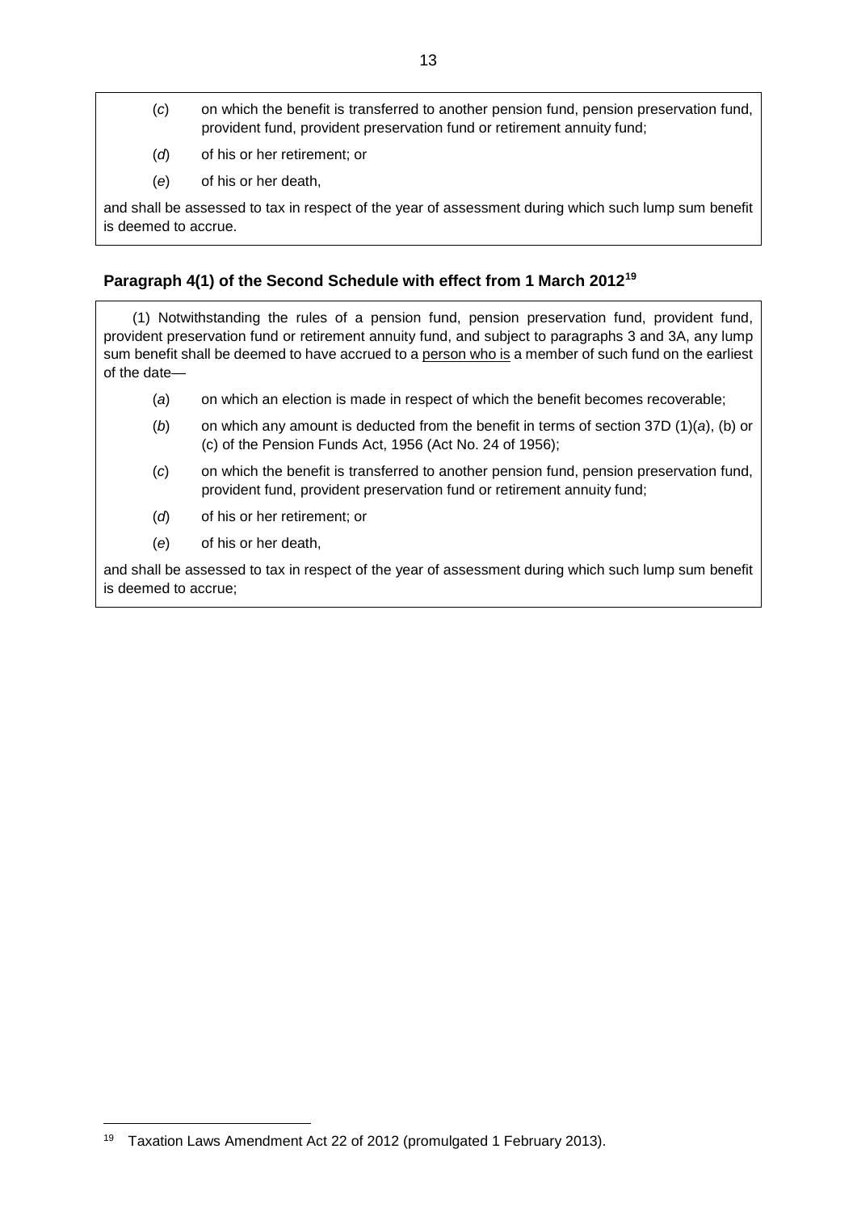(*c*) on which the benefit is transferred to another pension fund, pension preservation fund, provident fund, provident preservation fund or retirement annuity fund;

(*d*) of his or her retirement; or

(*e*) of his or her death,

and shall be assessed to tax in respect of the year of assessment during which such lump sum benefit is deemed to accrue.

**Paragraph 4(1) of the Second Schedule with effect from 1 March 2012**[19]

(1) Notwithstanding the rules of a pension fund, pension preservation fund, provident fund, provident preservation fund or retirement annuity fund, and subject to paragraphs 3 and 3A, any lump sum benefit shall be deemed to have accrued to a <u>person who is</u> a member of such fund on the earliest of the date—

(*a*) on which an election is made in respect of which the benefit becomes recoverable;

(*b*) on which any amount is deducted from the benefit in terms of section 37D (1)(*a*), (b) or (c) of the Pension Funds Act, 1956 (Act No. 24 of 1956);

(*c*) on which the benefit is transferred to another pension fund, pension preservation fund, provident fund, provident preservation fund or retirement annuity fund;

(*d*) of his or her retirement; or

(*e*) of his or her death,

and shall be assessed to tax in respect of the year of assessment during which such lump sum benefit is deemed to accrue;

[19] Taxation Laws Amendment Act 22 of 2012 (promulgated 1 February 2013).